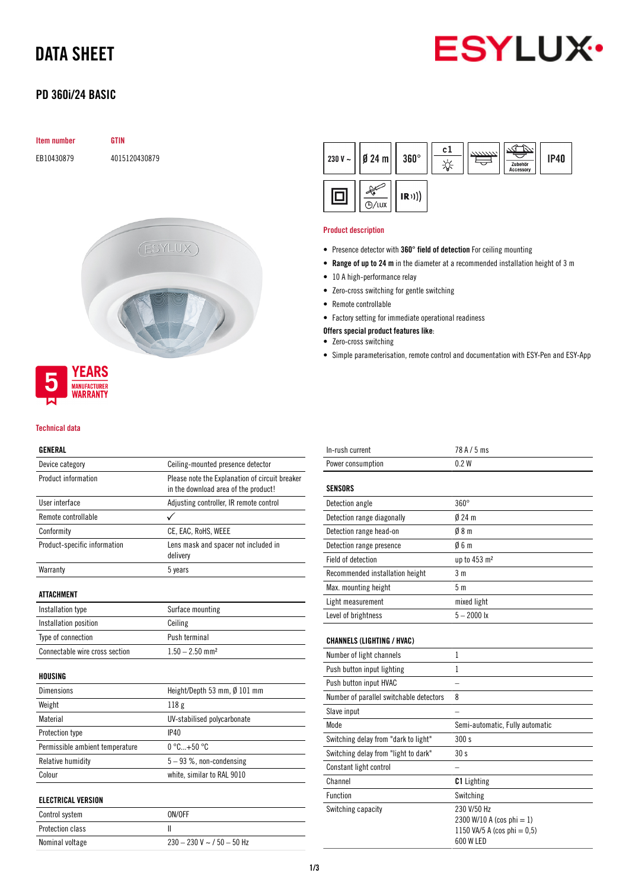# DATA SHEET

## PD 360i/24 BASIC

| Item number | GTIN |
|---|---|
| EB10430879 | 4015120430879 |

230 V ~ | Ø 24 m | 360° | c1 | Zubehör Accessory | IP40 | IR

5 YEARS MANUFACTURER WARRANTY

### Product description

- Presence detector with **360° field of detection** For ceiling mounting
- **Range of up to 24 m** in the diameter at a recommended installation height of 3 m
- 10 A high-performance relay
- Zero-cross switching for gentle switching
- Remote controllable
- Factory setting for immediate operational readiness

**Offers special product features like**:

- Zero-cross switching
- Simple parameterisation, remote control and documentation with ESY-Pen and ESY-App

### Technical data

| GENERAL | |
|---|---|
| Device category | Ceiling-mounted presence detector |
| Product information | Please note the Explanation of circuit breaker in the download area of the product! |
| User interface | Adjusting controller, IR remote control |
| Remote controllable | ✓ |
| Conformity | CE, EAC, RoHS, WEEE |
| Product-specific information | Lens mask and spacer not included in delivery |
| Warranty | 5 years |

| ATTACHMENT | |
|---|---|
| Installation type | Surface mounting |
| Installation position | Ceiling |
| Type of connection | Push terminal |
| Connectable wire cross section | 1.50 – 2.50 mm² |

| HOUSING | |
|---|---|
| Dimensions | Height/Depth 53 mm, Ø 101 mm |
| Weight | 118 g |
| Material | UV-stabilised polycarbonate |
| Protection type | IP40 |
| Permissible ambient temperature | 0 °C...+50 °C |
| Relative humidity | 5 – 93 %, non-condensing |
| Colour | white, similar to RAL 9010 |

| ELECTRICAL VERSION | |
|---|---|
| Control system | ON/OFF |
| Protection class | II |
| Nominal voltage | 230 – 230 V ~ / 50 – 50 Hz |
| In-rush current | 78 A / 5 ms |
| Power consumption | 0.2 W |

| SENSORS | |
|---|---|
| Detection angle | 360° |
| Detection range diagonally | Ø 24 m |
| Detection range head-on | Ø 8 m |
| Detection range presence | Ø 6 m |
| Field of detection | up to 453 m² |
| Recommended installation height | 3 m |
| Max. mounting height | 5 m |
| Light measurement | mixed light |
| Level of brightness | 5 – 2000 lx |

| CHANNELS (LIGHTING / HVAC) | |
|---|---|
| Number of light channels | 1 |
| Push button input lighting | 1 |
| Push button input HVAC | – |
| Number of parallel switchable detectors | 8 |
| Slave input | – |
| Mode | Semi-automatic, Fully automatic |
| Switching delay from "dark to light" | 300 s |
| Switching delay from "light to dark" | 30 s |
| Constant light control | – |
| Channel | **C1** Lighting |
| Function | Switching |
| Switching capacity | 230 V/50 Hz<br>2300 W/10 A (cos phi = 1)<br>1150 VA/5 A (cos phi = 0,5)<br>600 W LED |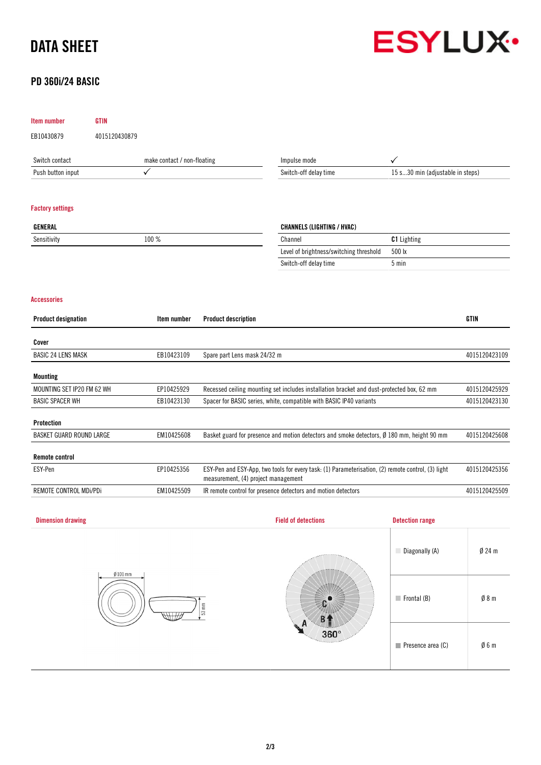# DATA SHEET

## PD 360i/24 BASIC

| Item number | GTIN |
|---|---|
| EB10430879 | 4015120430879 |

| | | | |
|---|---|---|---|
| Switch contact | make contact / non-floating | Impulse mode | ✓ |
| Push button input | ✓ | Switch-off delay time | 15 s...30 min (adjustable in steps) |

### Factory settings

| GENERAL | |
|---|---|
| Sensitivity | 100 % |

| CHANNELS (LIGHTING / HVAC) | |
|---|---|
| Channel | **C1** Lighting |
| Level of brightness/switching threshold | 500 lx |
| Switch-off delay time | 5 min |

### Accessories

| Product designation | Item number | Product description | GTIN |
|---|---|---|---|
| **Cover** | | | |
| BASIC 24 LENS MASK | EB10423109 | Spare part Lens mask 24/32 m | 4015120423109 |
| **Mounting** | | | |
| MOUNTING SET IP20 FM 62 WH | EP10425929 | Recessed ceiling mounting set includes installation bracket and dust-protected box, 62 mm | 4015120425929 |
| BASIC SPACER WH | EB10423130 | Spacer for BASIC series, white, compatible with BASIC IP40 variants | 4015120423130 |
| **Protection** | | | |
| BASKET GUARD ROUND LARGE | EM10425608 | Basket guard for presence and motion detectors and smoke detectors, Ø 180 mm, height 90 mm | 4015120425608 |
| **Remote control** | | | |
| ESY-Pen | EP10425356 | ESY-Pen and ESY-App, two tools for every task: (1) Parameterisation, (2) remote control, (3) light measurement, (4) project management | 4015120425356 |
| REMOTE CONTROL MDi/PDi | EM10425509 | IR remote control for presence detectors and motion detectors | 4015120425509 |

### Dimension drawing

Ø 101 mm

53 mm

### Field of detections

A B C 360°

### Detection range

| | |
|---|---|
| Diagonally (A) | Ø 24 m |
| Frontal (B) | Ø 8 m |
| Presence area (C) | Ø 6 m |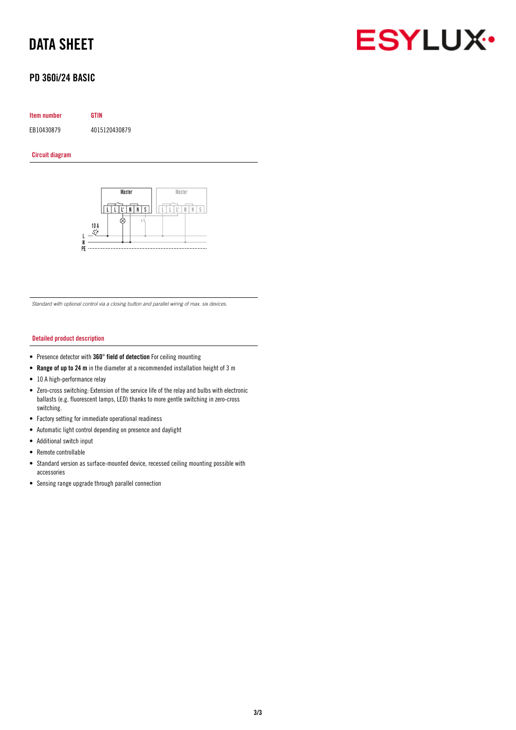# DATA SHEET

## PD 360i/24 BASIC

| Item number | GTIN |
| --- | --- |
| EB10430879 | 4015120430879 |

### Circuit diagram

Master

L L L' N N S

Master

L L L' N N S

10 A

L

N

PE

*Standard with optional control via a closing button and parallel wiring of max. six devices.*

### Detailed product description

- Presence detector with **360° field of detection** For ceiling mounting
- **Range of up to 24 m** in the diameter at a recommended installation height of 3 m
- 10 A high-performance relay
- Zero-cross switching: Extension of the service life of the relay and bulbs with electronic ballasts (e.g. fluorescent lamps, LED) thanks to more gentle switching in zero-cross switching.
- Factory setting for immediate operational readiness
- Automatic light control depending on presence and daylight
- Additional switch input
- Remote controllable
- Standard version as surface-mounted device, recessed ceiling mounting possible with accessories
- Sensing range upgrade through parallel connection